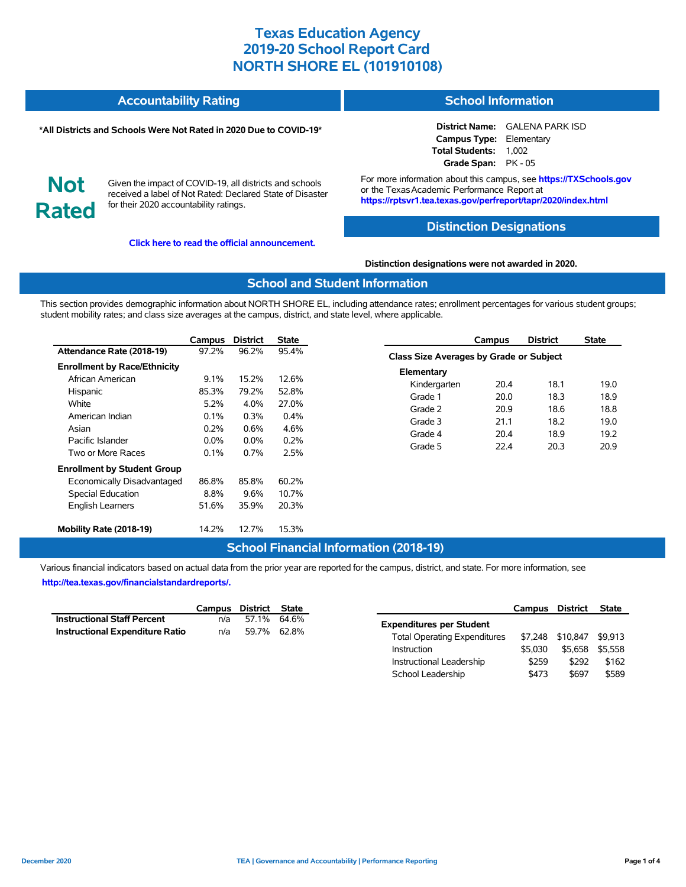# Texas Education Agency
# 2019-20 School Report Card
# NORTH SHORE EL (101910108)

## Accountability Rating

**\*All Districts and Schools Were Not Rated in 2020 Due to COVID-19\***

**Not Rated**

Given the impact of COVID-19, all districts and schools received a label of Not Rated: Declared State of Disaster for their 2020 accountability ratings.

**Click here to read the official announcement.**

## School Information

**District Name:** GALENA PARK ISD
**Campus Type:** Elementary
**Total Students:** 1,002
**Grade Span:** PK - 05

For more information about this campus, see **https://TXSchools.gov** or the Texas Academic Performance Report at **https://rptsvr1.tea.texas.gov/perfreport/tapr/2020/index.html**

## Distinction Designations

**Distinction designations were not awarded in 2020.**

## School and Student Information

This section provides demographic information about NORTH SHORE EL, including attendance rates; enrollment percentages for various student groups; student mobility rates; and class size averages at the campus, district, and state level, where applicable.

| | Campus | District | State |
|---|---|---|---|
| **Attendance Rate (2018-19)** | 97.2% | 96.2% | 95.4% |
| **Enrollment by Race/Ethnicity** | | | |
| African American | 9.1% | 15.2% | 12.6% |
| Hispanic | 85.3% | 79.2% | 52.8% |
| White | 5.2% | 4.0% | 27.0% |
| American Indian | 0.1% | 0.3% | 0.4% |
| Asian | 0.2% | 0.6% | 4.6% |
| Pacific Islander | 0.0% | 0.0% | 0.2% |
| Two or More Races | 0.1% | 0.7% | 2.5% |
| **Enrollment by Student Group** | | | |
| Economically Disadvantaged | 86.8% | 85.8% | 60.2% |
| Special Education | 8.8% | 9.6% | 10.7% |
| English Learners | 51.6% | 35.9% | 20.3% |
| **Mobility Rate (2018-19)** | 14.2% | 12.7% | 15.3% |

| | Campus | District | State |
|---|---|---|---|
| **Class Size Averages by Grade or Subject** | | | |
| **Elementary** | | | |
| Kindergarten | 20.4 | 18.1 | 19.0 |
| Grade 1 | 20.0 | 18.3 | 18.9 |
| Grade 2 | 20.9 | 18.6 | 18.8 |
| Grade 3 | 21.1 | 18.2 | 19.0 |
| Grade 4 | 20.4 | 18.9 | 19.2 |
| Grade 5 | 22.4 | 20.3 | 20.9 |

## School Financial Information (2018-19)

Various financial indicators based on actual data from the prior year are reported for the campus, district, and state. For more information, see **http://tea.texas.gov/financialstandardreports/.**

| | Campus | District | State |
|---|---|---|---|
| **Instructional Staff Percent** | n/a | 57.1% | 64.6% |
| **Instructional Expenditure Ratio** | n/a | 59.7% | 62.8% |

| | Campus | District | State |
|---|---|---|---|
| **Expenditures per Student** | | | |
| Total Operating Expenditures | $7,248 | $10,847 | $9,913 |
| Instruction | $5,030 | $5,658 | $5,558 |
| Instructional Leadership | $259 | $292 | $162 |
| School Leadership | $473 | $697 | $589 |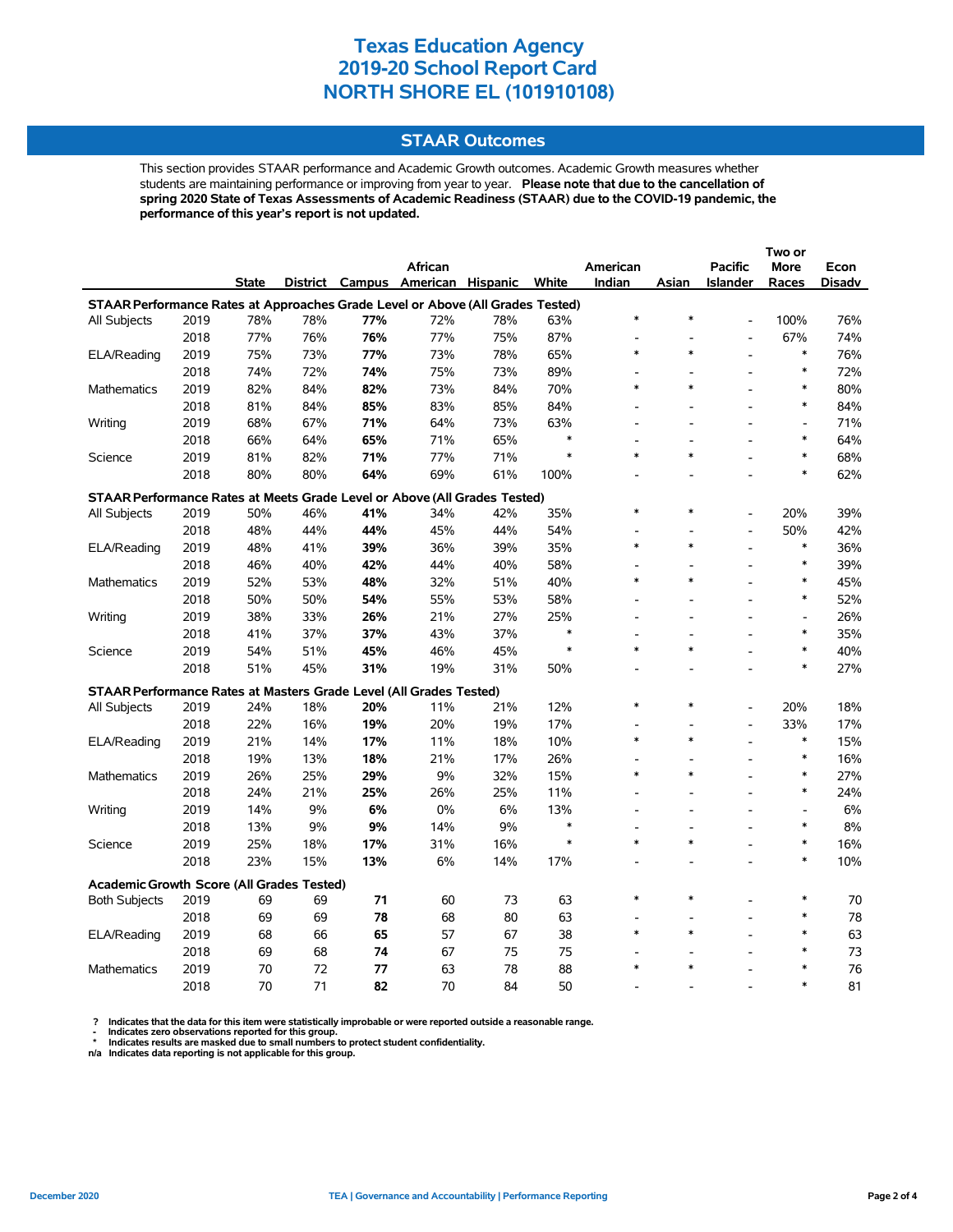# Texas Education Agency
# 2019-20 School Report Card
# NORTH SHORE EL (101910108)

## STAAR Outcomes

This section provides STAAR performance and Academic Growth outcomes. Academic Growth measures whether students are maintaining performance or improving from year to year. **Please note that due to the cancellation of spring 2020 State of Texas Assessments of Academic Readiness (STAAR) due to the COVID-19 pandemic, the performance of this year's report is not updated.**

| | | State | District | Campus | African American | Hispanic | White | American Indian | Asian | Pacific Islander | Two or More Races | Econ Disadv |
|---|---|---|---|---|---|---|---|---|---|---|---|---|
| **STAAR Performance Rates at Approaches Grade Level or Above (All Grades Tested)** | | | | | | | | | | | | |
| All Subjects | 2019 | 78% | 78% | **77%** | 72% | 78% | 63% | * | * | - | 100% | 76% |
| | 2018 | 77% | 76% | **76%** | 77% | 75% | 87% | - | - | - | 67% | 74% |
| ELA/Reading | 2019 | 75% | 73% | **77%** | 73% | 78% | 65% | * | * | - | * | 76% |
| | 2018 | 74% | 72% | **74%** | 75% | 73% | 89% | - | - | - | * | 72% |
| Mathematics | 2019 | 82% | 84% | **82%** | 73% | 84% | 70% | * | * | - | * | 80% |
| | 2018 | 81% | 84% | **85%** | 83% | 85% | 84% | - | - | - | * | 84% |
| Writing | 2019 | 68% | 67% | **71%** | 64% | 73% | 63% | - | - | - | - | 71% |
| | 2018 | 66% | 64% | **65%** | 71% | 65% | * | - | - | - | * | 64% |
| Science | 2019 | 81% | 82% | **71%** | 77% | 71% | * | * | * | - | * | 68% |
| | 2018 | 80% | 80% | **64%** | 69% | 61% | 100% | - | - | - | * | 62% |
| **STAAR Performance Rates at Meets Grade Level or Above (All Grades Tested)** | | | | | | | | | | | | |
| All Subjects | 2019 | 50% | 46% | **41%** | 34% | 42% | 35% | * | * | - | 20% | 39% |
| | 2018 | 48% | 44% | **44%** | 45% | 44% | 54% | - | - | - | 50% | 42% |
| ELA/Reading | 2019 | 48% | 41% | **39%** | 36% | 39% | 35% | * | * | - | * | 36% |
| | 2018 | 46% | 40% | **42%** | 44% | 40% | 58% | - | - | - | * | 39% |
| Mathematics | 2019 | 52% | 53% | **48%** | 32% | 51% | 40% | * | * | - | * | 45% |
| | 2018 | 50% | 50% | **54%** | 55% | 53% | 58% | - | - | - | * | 52% |
| Writing | 2019 | 38% | 33% | **26%** | 21% | 27% | 25% | - | - | - | - | 26% |
| | 2018 | 41% | 37% | **37%** | 43% | 37% | * | - | - | - | * | 35% |
| Science | 2019 | 54% | 51% | **45%** | 46% | 45% | * | * | * | - | * | 40% |
| | 2018 | 51% | 45% | **31%** | 19% | 31% | 50% | - | - | - | * | 27% |
| **STAAR Performance Rates at Masters Grade Level (All Grades Tested)** | | | | | | | | | | | | |
| All Subjects | 2019 | 24% | 18% | **20%** | 11% | 21% | 12% | * | * | - | 20% | 18% |
| | 2018 | 22% | 16% | **19%** | 20% | 19% | 17% | - | - | - | 33% | 17% |
| ELA/Reading | 2019 | 21% | 14% | **17%** | 11% | 18% | 10% | * | * | - | * | 15% |
| | 2018 | 19% | 13% | **18%** | 21% | 17% | 26% | - | - | - | * | 16% |
| Mathematics | 2019 | 26% | 25% | **29%** | 9% | 32% | 15% | * | * | - | * | 27% |
| | 2018 | 24% | 21% | **25%** | 26% | 25% | 11% | - | - | - | * | 24% |
| Writing | 2019 | 14% | 9% | **6%** | 0% | 6% | 13% | - | - | - | - | 6% |
| | 2018 | 13% | 9% | **9%** | 14% | 9% | * | - | - | - | * | 8% |
| Science | 2019 | 25% | 18% | **17%** | 31% | 16% | * | * | * | - | * | 16% |
| | 2018 | 23% | 15% | **13%** | 6% | 14% | 17% | - | - | - | * | 10% |
| **Academic Growth Score (All Grades Tested)** | | | | | | | | | | | | |
| Both Subjects | 2019 | 69 | 69 | **71** | 60 | 73 | 63 | * | * | - | * | 70 |
| | 2018 | 69 | 69 | **78** | 68 | 80 | 63 | - | - | - | * | 78 |
| ELA/Reading | 2019 | 68 | 66 | **65** | 57 | 67 | 38 | * | * | - | * | 63 |
| | 2018 | 69 | 68 | **74** | 67 | 75 | 75 | - | - | - | * | 73 |
| Mathematics | 2019 | 70 | 72 | **77** | 63 | 78 | 88 | * | * | - | * | 76 |
| | 2018 | 70 | 71 | **82** | 70 | 84 | 50 | - | - | - | * | 81 |

? Indicates that the data for this item were statistically improbable or were reported outside a reasonable range.
- Indicates zero observations reported for this group.
* Indicates results are masked due to small numbers to protect student confidentiality.
n/a Indicates data reporting is not applicable for this group.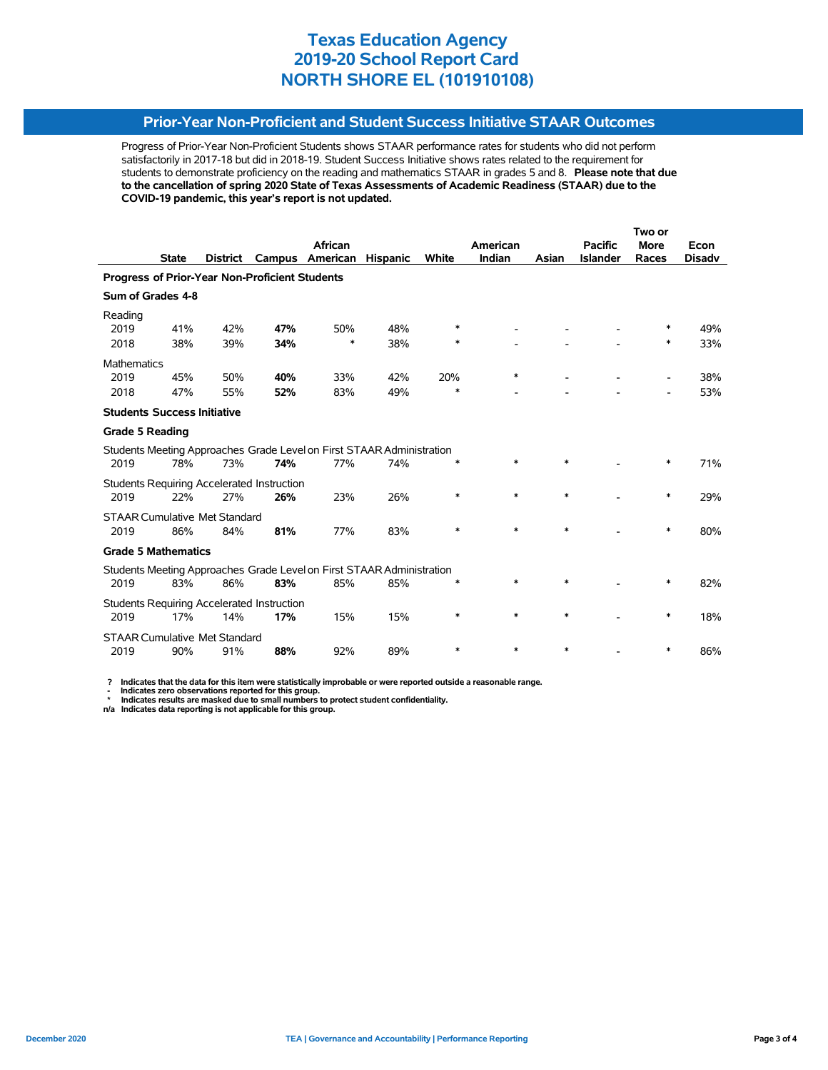# Texas Education Agency
# 2019-20 School Report Card
# NORTH SHORE EL (101910108)

## Prior-Year Non-Proficient and Student Success Initiative STAAR Outcomes

Progress of Prior-Year Non-Proficient Students shows STAAR performance rates for students who did not perform satisfactorily in 2017-18 but did in 2018-19. Student Success Initiative shows rates related to the requirement for students to demonstrate proficiency on the reading and mathematics STAAR in grades 5 and 8. **Please note that due to the cancellation of spring 2020 State of Texas Assessments of Academic Readiness (STAAR) due to the COVID-19 pandemic, this year's report is not updated.**

| | State | District | Campus | African American | Hispanic | White | American Indian | Asian | Pacific Islander | Two or More Races | Econ Disadv |
|---|---|---|---|---|---|---|---|---|---|---|---|
| **Progress of Prior-Year Non-Proficient Students** | | | | | | | | | | | |
| **Sum of Grades 4-8** | | | | | | | | | | | |
| Reading | | | | | | | | | | | |
| 2019 | 41% | 42% | **47%** | 50% | 48% | * | - | - | - | * | 49% |
| 2018 | 38% | 39% | **34%** | * | 38% | * | - | - | - | * | 33% |
| Mathematics | | | | | | | | | | | |
| 2019 | 45% | 50% | **40%** | 33% | 42% | 20% | * | - | - | - | 38% |
| 2018 | 47% | 55% | **52%** | 83% | 49% | * | - | - | - | - | 53% |
| **Students Success Initiative** | | | | | | | | | | | |
| **Grade 5 Reading** | | | | | | | | | | | |
| Students Meeting Approaches Grade Level on First STAAR Administration | | | | | | | | | | | |
| 2019 | 78% | 73% | **74%** | 77% | 74% | * | * | * | - | * | 71% |
| Students Requiring Accelerated Instruction | | | | | | | | | | | |
| 2019 | 22% | 27% | **26%** | 23% | 26% | * | * | * | - | * | 29% |
| STAAR Cumulative Met Standard | | | | | | | | | | | |
| 2019 | 86% | 84% | **81%** | 77% | 83% | * | * | * | - | * | 80% |
| **Grade 5 Mathematics** | | | | | | | | | | | |
| Students Meeting Approaches Grade Level on First STAAR Administration | | | | | | | | | | | |
| 2019 | 83% | 86% | **83%** | 85% | 85% | * | * | * | - | * | 82% |
| Students Requiring Accelerated Instruction | | | | | | | | | | | |
| 2019 | 17% | 14% | **17%** | 15% | 15% | * | * | * | - | * | 18% |
| STAAR Cumulative Met Standard | | | | | | | | | | | |
| 2019 | 90% | 91% | **88%** | 92% | 89% | * | * | * | - | * | 86% |

**?** Indicates that the data for this item were statistically improbable or were reported outside a reasonable range.
**-** Indicates zero observations reported for this group.
**\*** Indicates results are masked due to small numbers to protect student confidentiality.
**n/a** Indicates data reporting is not applicable for this group.